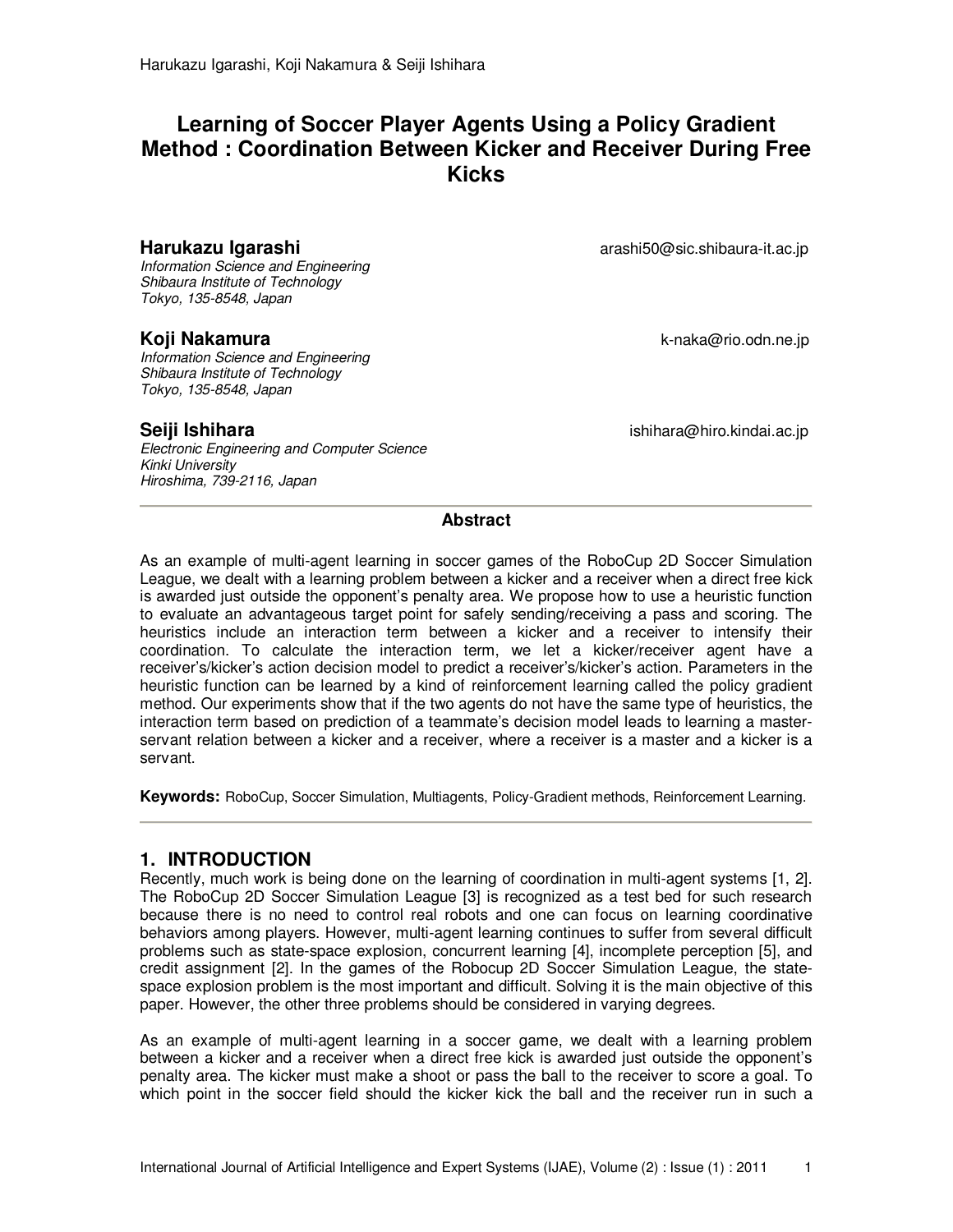# Learning of Soccer Player Agents Using a Policy Gradient Method : Coordination Between Kicker and Receiver During Free Kicks

**Harukazu Igarashi** arashi50@sic.shibaura-it.ac.jp
*Information Science and Engineering*
*Shibaura Institute of Technology*
*Tokyo, 135-8548, Japan*

**Koji Nakamura** k-naka@rio.odn.ne.jp
*Information Science and Engineering*
*Shibaura Institute of Technology*
*Tokyo, 135-8548, Japan*

**Seiji Ishihara** ishihara@hiro.kindai.ac.jp
*Electronic Engineering and Computer Science*
*Kinki University*
*Hiroshima, 739-2116, Japan*

---

### Abstract

As an example of multi-agent learning in soccer games of the RoboCup 2D Soccer Simulation League, we dealt with a learning problem between a kicker and a receiver when a direct free kick is awarded just outside the opponent's penalty area. We propose how to use a heuristic function to evaluate an advantageous target point for safely sending/receiving a pass and scoring. The heuristics include an interaction term between a kicker and a receiver to intensify their coordination. To calculate the interaction term, we let a kicker/receiver agent have a receiver's/kicker's action decision model to predict a receiver's/kicker's action. Parameters in the heuristic function can be learned by a kind of reinforcement learning called the policy gradient method. Our experiments show that if the two agents do not have the same type of heuristics, the interaction term based on prediction of a teammate's decision model leads to learning a master-servant relation between a kicker and a receiver, where a receiver is a master and a kicker is a servant.

**Keywords:** RoboCup, Soccer Simulation, Multiagents, Policy-Gradient methods, Reinforcement Learning.

---

## 1. INTRODUCTION

Recently, much work is being done on the learning of coordination in multi-agent systems [1, 2]. The RoboCup 2D Soccer Simulation League [3] is recognized as a test bed for such research because there is no need to control real robots and one can focus on learning coordinative behaviors among players. However, multi-agent learning continues to suffer from several difficult problems such as state-space explosion, concurrent learning [4], incomplete perception [5], and credit assignment [2]. In the games of the Robocup 2D Soccer Simulation League, the state-space explosion problem is the most important and difficult. Solving it is the main objective of this paper. However, the other three problems should be considered in varying degrees.

As an example of multi-agent learning in a soccer game, we dealt with a learning problem between a kicker and a receiver when a direct free kick is awarded just outside the opponent's penalty area. The kicker must make a shoot or pass the ball to the receiver to score a goal. To which point in the soccer field should the kicker kick the ball and the receiver run in such a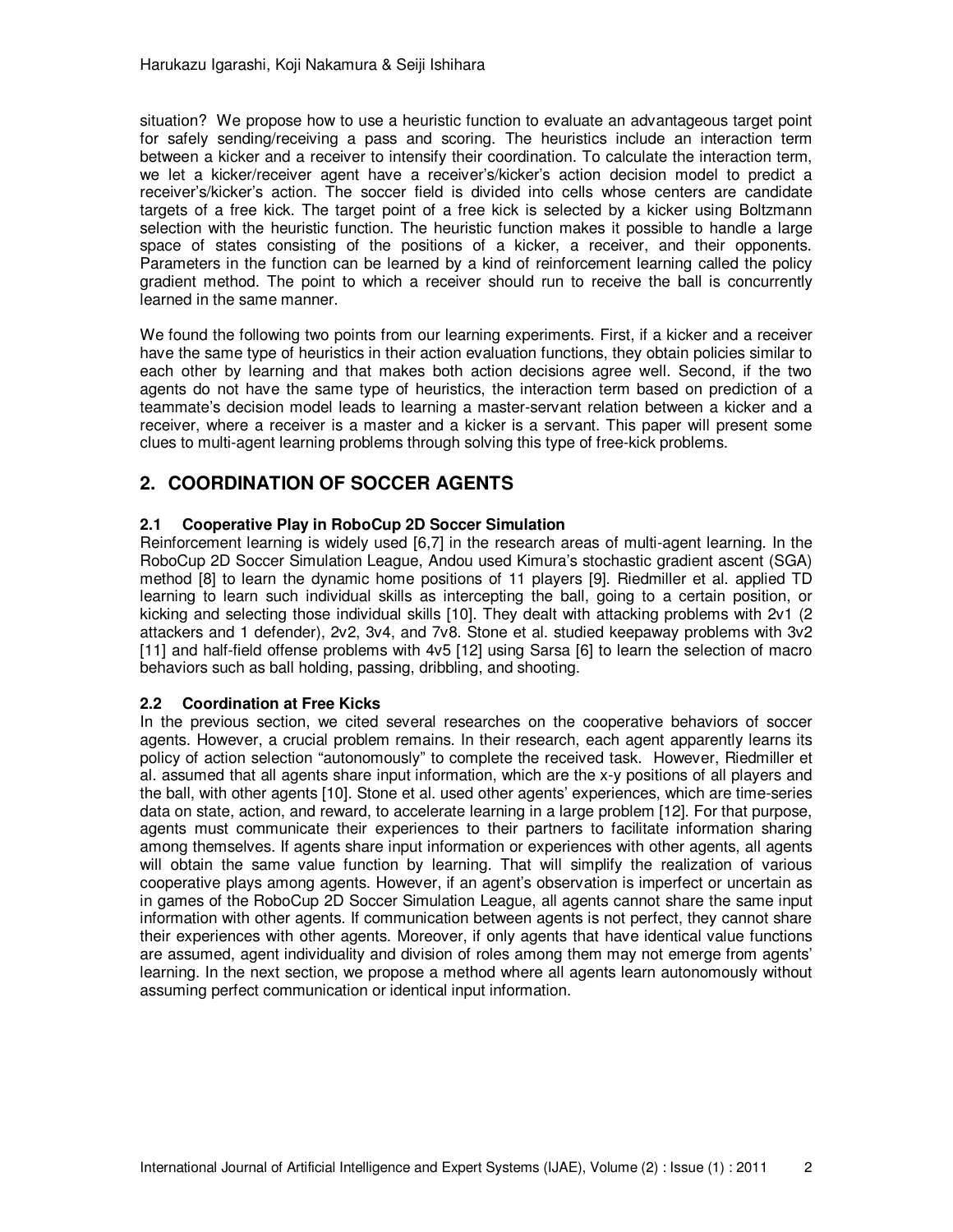situation? We propose how to use a heuristic function to evaluate an advantageous target point for safely sending/receiving a pass and scoring. The heuristics include an interaction term between a kicker and a receiver to intensify their coordination. To calculate the interaction term, we let a kicker/receiver agent have a receiver's/kicker's action decision model to predict a receiver's/kicker's action. The soccer field is divided into cells whose centers are candidate targets of a free kick. The target point of a free kick is selected by a kicker using Boltzmann selection with the heuristic function. The heuristic function makes it possible to handle a large space of states consisting of the positions of a kicker, a receiver, and their opponents. Parameters in the function can be learned by a kind of reinforcement learning called the policy gradient method. The point to which a receiver should run to receive the ball is concurrently learned in the same manner.

We found the following two points from our learning experiments. First, if a kicker and a receiver have the same type of heuristics in their action evaluation functions, they obtain policies similar to each other by learning and that makes both action decisions agree well. Second, if the two agents do not have the same type of heuristics, the interaction term based on prediction of a teammate's decision model leads to learning a master-servant relation between a kicker and a receiver, where a receiver is a master and a kicker is a servant. This paper will present some clues to multi-agent learning problems through solving this type of free-kick problems.

## 2. COORDINATION OF SOCCER AGENTS

### 2.1 Cooperative Play in RoboCup 2D Soccer Simulation

Reinforcement learning is widely used [6,7] in the research areas of multi-agent learning. In the RoboCup 2D Soccer Simulation League, Andou used Kimura's stochastic gradient ascent (SGA) method [8] to learn the dynamic home positions of 11 players [9]. Riedmiller et al. applied TD learning to learn such individual skills as intercepting the ball, going to a certain position, or kicking and selecting those individual skills [10]. They dealt with attacking problems with 2v1 (2 attackers and 1 defender), 2v2, 3v4, and 7v8. Stone et al. studied keepaway problems with 3v2 [11] and half-field offense problems with 4v5 [12] using Sarsa [6] to learn the selection of macro behaviors such as ball holding, passing, dribbling, and shooting.

### 2.2 Coordination at Free Kicks

In the previous section, we cited several researches on the cooperative behaviors of soccer agents. However, a crucial problem remains. In their research, each agent apparently learns its policy of action selection "autonomously" to complete the received task. However, Riedmiller et al. assumed that all agents share input information, which are the x-y positions of all players and the ball, with other agents [10]. Stone et al. used other agents' experiences, which are time-series data on state, action, and reward, to accelerate learning in a large problem [12]. For that purpose, agents must communicate their experiences to their partners to facilitate information sharing among themselves. If agents share input information or experiences with other agents, all agents will obtain the same value function by learning. That will simplify the realization of various cooperative plays among agents. However, if an agent's observation is imperfect or uncertain as in games of the RoboCup 2D Soccer Simulation League, all agents cannot share the same input information with other agents. If communication between agents is not perfect, they cannot share their experiences with other agents. Moreover, if only agents that have identical value functions are assumed, agent individuality and division of roles among them may not emerge from agents' learning. In the next section, we propose a method where all agents learn autonomously without assuming perfect communication or identical input information.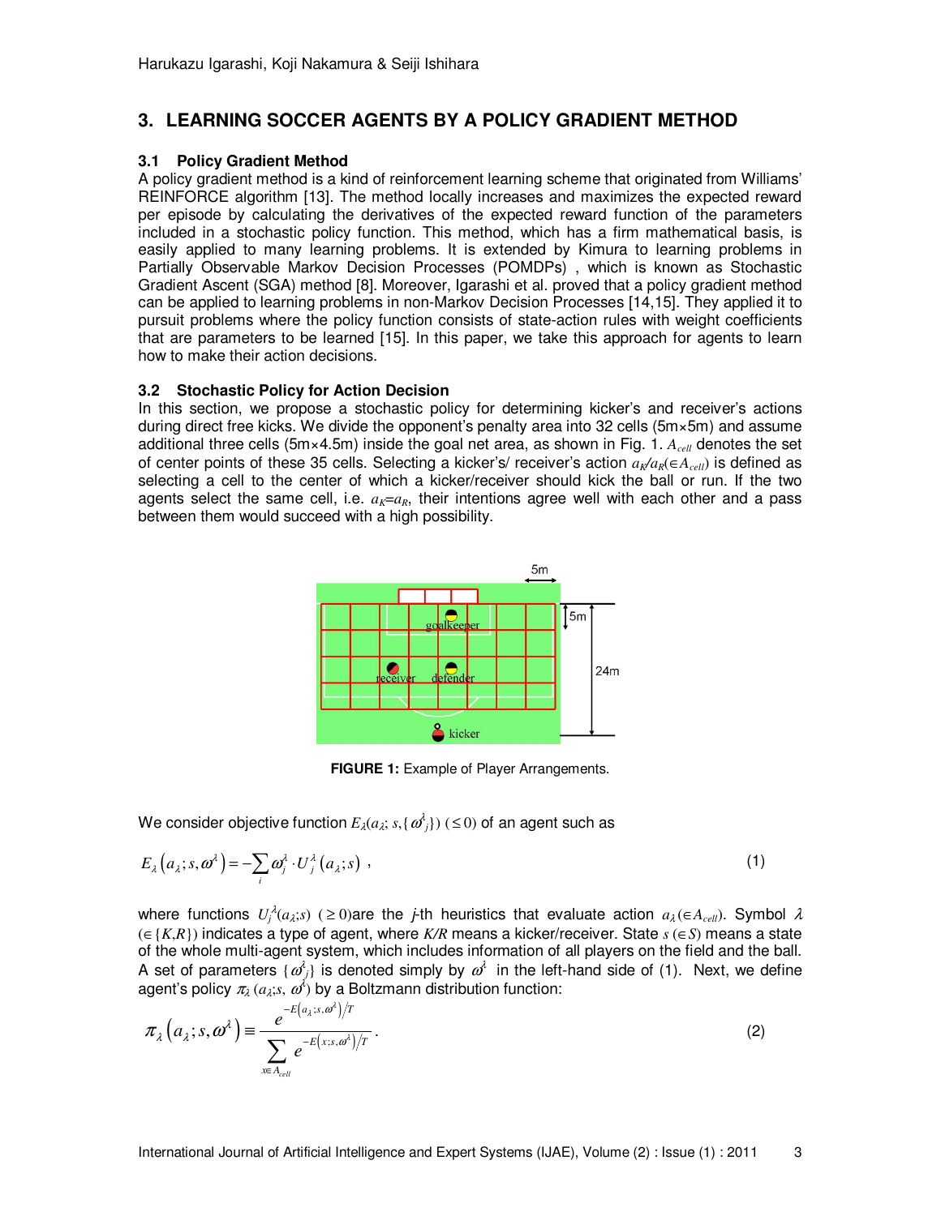## 3. LEARNING SOCCER AGENTS BY A POLICY GRADIENT METHOD

### 3.1 Policy Gradient Method

A policy gradient method is a kind of reinforcement learning scheme that originated from Williams' REINFORCE algorithm [13]. The method locally increases and maximizes the expected reward per episode by calculating the derivatives of the expected reward function of the parameters included in a stochastic policy function. This method, which has a firm mathematical basis, is easily applied to many learning problems. It is extended by Kimura to learning problems in Partially Observable Markov Decision Processes (POMDPs) , which is known as Stochastic Gradient Ascent (SGA) method [8]. Moreover, Igarashi et al. proved that a policy gradient method can be applied to learning problems in non-Markov Decision Processes [14,15]. They applied it to pursuit problems where the policy function consists of state-action rules with weight coefficients that are parameters to be learned [15]. In this paper, we take this approach for agents to learn how to make their action decisions.

### 3.2 Stochastic Policy for Action Decision

In this section, we propose a stochastic policy for determining kicker's and receiver's actions during direct free kicks. We divide the opponent's penalty area into 32 cells (5m×5m) and assume additional three cells (5m×4.5m) inside the goal net area, as shown in Fig. 1. $A_{cell}$ denotes the set of center points of these 35 cells. Selecting a kicker's/ receiver's action $a_K/a_R(\in A_{cell})$ is defined as selecting a cell to the center of which a kicker/receiver should kick the ball or run. If the two agents select the same cell, i.e. $a_K=a_R$, their intentions agree well with each other and a pass between them would succeed with a high possibility.

**FIGURE 1:** Example of Player Arrangements.

We consider objective function $E_\lambda(a_\lambda; s, \{\omega^\lambda_j\})\ (\leq 0)$ of an agent such as

$$E_\lambda\left(a_\lambda; s, \omega^\lambda\right) = -\sum_i \omega^\lambda_j \cdot U^\lambda_j\left(a_\lambda; s\right)\ , \tag{1}$$

where functions $U^\lambda_j(a_\lambda;s)\ (\geq 0)$are the $j$-th heuristics that evaluate action $a_\lambda\,(\in A_{cell})$. Symbol $\lambda$ $(\in\{K,R\})$ indicates a type of agent, where $K/R$ means a kicker/receiver. State $s\ (\in S)$ means a state of the whole multi-agent system, which includes information of all players on the field and the ball. A set of parameters $\{\omega^\lambda_j\}$ is denoted simply by $\omega^\lambda$ in the left-hand side of (1). Next, we define agent's policy $\pi_\lambda\,(a_\lambda;s,\,\omega^\lambda)$ by a Boltzmann distribution function:

$$\pi_\lambda\left(a_\lambda; s, \omega^\lambda\right) \equiv \frac{e^{-E\left(a_\lambda; s, \omega^\lambda\right)/T}}{\sum_{x\in A_{cell}} e^{-E\left(x; s, \omega^\lambda\right)/T}}\ . \tag{2}$$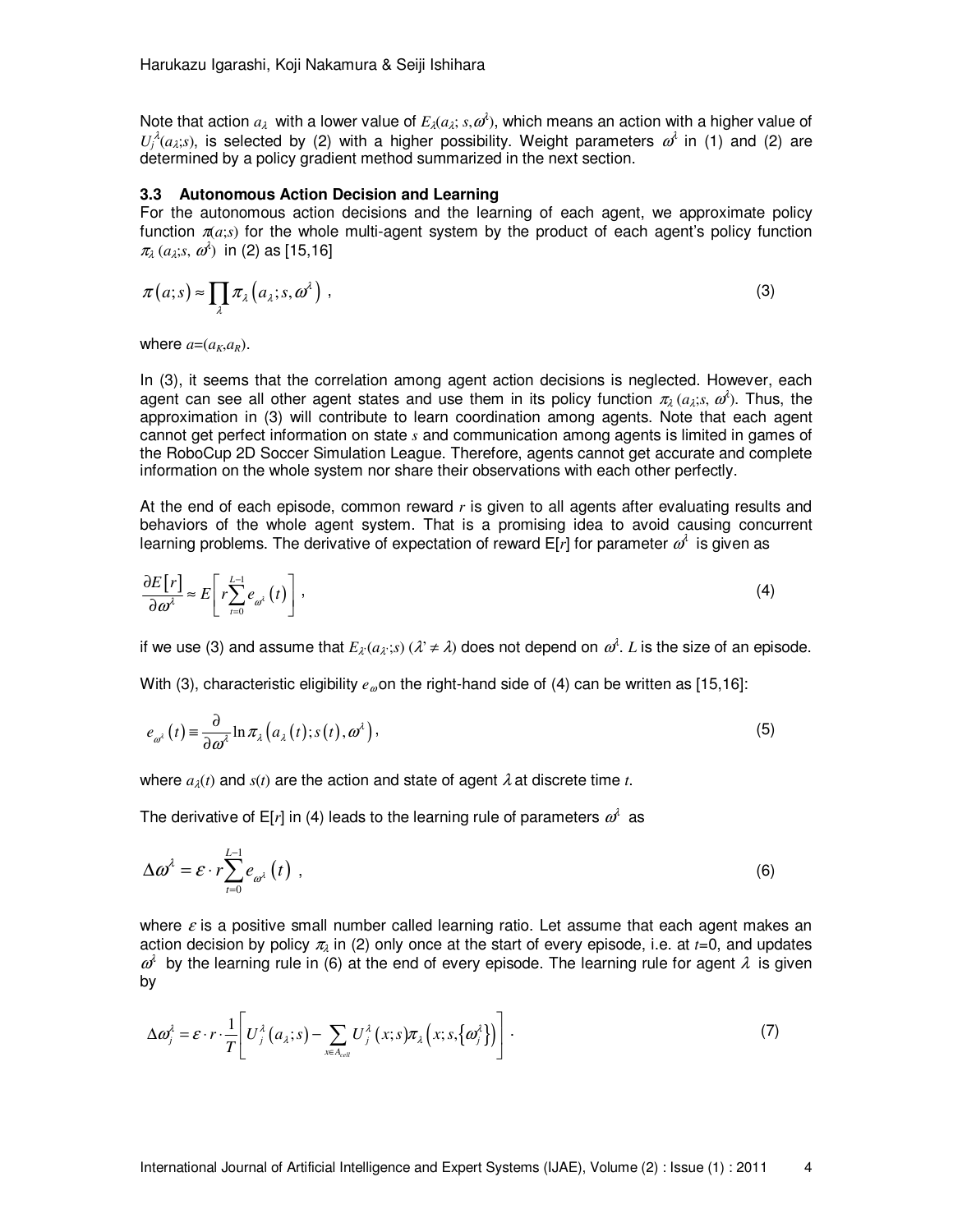Note that action $a_\lambda$ with a lower value of $E_\lambda(a_\lambda; s, \omega^\lambda)$, which means an action with a higher value of $U_j^\lambda(a_\lambda;s)$, is selected by (2) with a higher possibility. Weight parameters $\omega^\lambda$ in (1) and (2) are determined by a policy gradient method summarized in the next section.

### 3.3 Autonomous Action Decision and Learning

For the autonomous action decisions and the learning of each agent, we approximate policy function $\pi(a;s)$ for the whole multi-agent system by the product of each agent's policy function $\pi_\lambda(a_\lambda;s, \omega^\lambda)$ in (2) as [15,16]

$$\pi(a;s) \approx \prod_{\lambda} \pi_\lambda\left(a_\lambda; s, \omega^\lambda\right) , \tag{3}$$

where $a=(a_K,a_R)$.

In (3), it seems that the correlation among agent action decisions is neglected. However, each agent can see all other agent states and use them in its policy function $\pi_\lambda(a_\lambda;s, \omega^\lambda)$. Thus, the approximation in (3) will contribute to learn coordination among agents. Note that each agent cannot get perfect information on state $s$ and communication among agents is limited in games of the RoboCup 2D Soccer Simulation League. Therefore, agents cannot get accurate and complete information on the whole system nor share their observations with each other perfectly.

At the end of each episode, common reward $r$ is given to all agents after evaluating results and behaviors of the whole agent system. That is a promising idea to avoid causing concurrent learning problems. The derivative of expectation of reward E[$r$] for parameter $\omega^\lambda$ is given as

$$\frac{\partial E[r]}{\partial \omega^\lambda} \approx E\left[ r \sum_{t=0}^{L-1} e_{\omega^\lambda}(t) \right] , \tag{4}$$

if we use (3) and assume that $E_{\lambda'}(a_{\lambda'};s)$ $(\lambda' \neq \lambda)$ does not depend on $\omega^\lambda$. $L$ is the size of an episode.

With (3), characteristic eligibility $e_\omega$ on the right-hand side of (4) can be written as [15,16]:

$$e_{\omega^\lambda}(t) \equiv \frac{\partial}{\partial \omega^\lambda} \ln \pi_\lambda\left(a_\lambda(t); s(t), \omega^\lambda\right), \tag{5}$$

where $a_\lambda(t)$ and $s(t)$ are the action and state of agent $\lambda$ at discrete time $t$.

The derivative of E[$r$] in (4) leads to the learning rule of parameters $\omega^\lambda$ as

$$\Delta \omega^\lambda = \varepsilon \cdot r \sum_{t=0}^{L-1} e_{\omega^\lambda}(t) , \tag{6}$$

where $\varepsilon$ is a positive small number called learning ratio. Let assume that each agent makes an action decision by policy $\pi_\lambda$ in (2) only once at the start of every episode, i.e. at $t$=0, and updates $\omega^\lambda$ by the learning rule in (6) at the end of every episode. The learning rule for agent $\lambda$ is given by

$$\Delta \omega_j^\lambda = \varepsilon \cdot r \cdot \frac{1}{T}\left[ U_j^\lambda(a_\lambda;s) - \sum_{x \in A_{cell}} U_j^\lambda(x;s) \pi_\lambda\left(x; s, \left\{\omega_j^\lambda\right\}\right) \right] . \tag{7}$$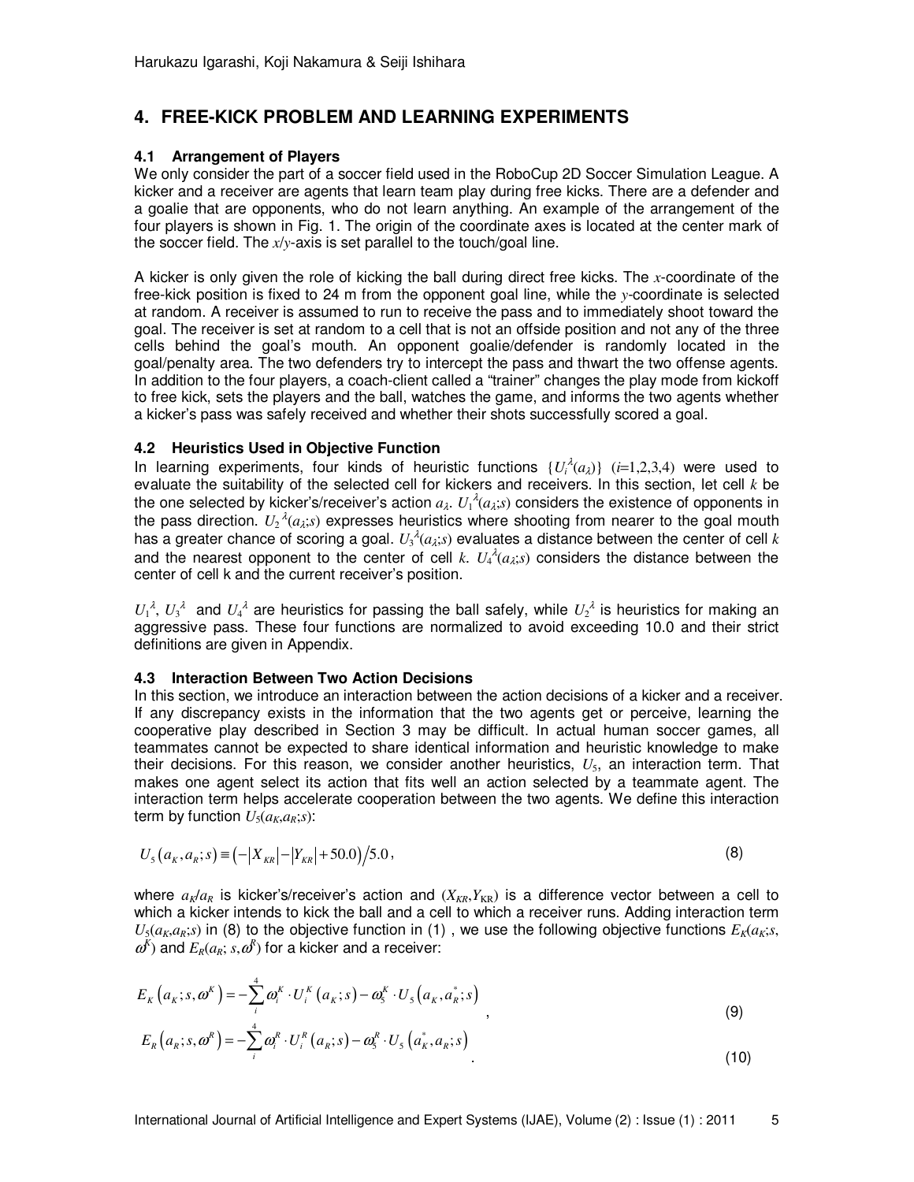## 4. FREE-KICK PROBLEM AND LEARNING EXPERIMENTS

### 4.1 Arrangement of Players

We only consider the part of a soccer field used in the RoboCup 2D Soccer Simulation League. A kicker and a receiver are agents that learn team play during free kicks. There are a defender and a goalie that are opponents, who do not learn anything. An example of the arrangement of the four players is shown in Fig. 1. The origin of the coordinate axes is located at the center mark of the soccer field. The $x$/$y$-axis is set parallel to the touch/goal line.

A kicker is only given the role of kicking the ball during direct free kicks. The $x$-coordinate of the free-kick position is fixed to 24 m from the opponent goal line, while the $y$-coordinate is selected at random. A receiver is assumed to run to receive the pass and to immediately shoot toward the goal. The receiver is set at random to a cell that is not an offside position and not any of the three cells behind the goal's mouth. An opponent goalie/defender is randomly located in the goal/penalty area. The two defenders try to intercept the pass and thwart the two offense agents. In addition to the four players, a coach-client called a "trainer" changes the play mode from kickoff to free kick, sets the players and the ball, watches the game, and informs the two agents whether a kicker's pass was safely received and whether their shots successfully scored a goal.

### 4.2 Heuristics Used in Objective Function

In learning experiments, four kinds of heuristic functions $\{U_i^{\lambda}(a_{\lambda})\}$ $(i=1,2,3,4)$ were used to evaluate the suitability of the selected cell for kickers and receivers. In this section, let cell $k$ be the one selected by kicker's/receiver's action $a_{\lambda}$. $U_1^{\lambda}(a_{\lambda};s)$ considers the existence of opponents in the pass direction. $U_2^{\lambda}(a_{\lambda};s)$ expresses heuristics where shooting from nearer to the goal mouth has a greater chance of scoring a goal. $U_3^{\lambda}(a_{\lambda};s)$ evaluates a distance between the center of cell $k$ and the nearest opponent to the center of cell $k$. $U_4^{\lambda}(a_{\lambda};s)$ considers the distance between the center of cell k and the current receiver's position.

$U_1^{\lambda}$, $U_3^{\lambda}$ and $U_4^{\lambda}$ are heuristics for passing the ball safely, while $U_2^{\lambda}$ is heuristics for making an aggressive pass. These four functions are normalized to avoid exceeding 10.0 and their strict definitions are given in Appendix.

### 4.3 Interaction Between Two Action Decisions

In this section, we introduce an interaction between the action decisions of a kicker and a receiver. If any discrepancy exists in the information that the two agents get or perceive, learning the cooperative play described in Section 3 may be difficult. In actual human soccer games, all teammates cannot be expected to share identical information and heuristic knowledge to make their decisions. For this reason, we consider another heuristics, $U_5$, an interaction term. That makes one agent select its action that fits well an action selected by a teammate agent. The interaction term helps accelerate cooperation between the two agents. We define this interaction term by function $U_5(a_K,a_R;s)$:

$$U_5\left(a_K, a_R; s\right) \equiv \left(-\left|X_{KR}\right| - \left|Y_{KR}\right| + 50.0\right) / 5.0 \,, \tag{8}$$

where $a_K$/$a_R$ is kicker's/receiver's action and $(X_{KR},Y_{KR})$ is a difference vector between a cell to which a kicker intends to kick the ball and a cell to which a receiver runs. Adding interaction term $U_5(a_K,a_R;s)$ in (8) to the objective function in (1) , we use the following objective functions $E_K(a_K;s,\omega^K)$ and $E_R(a_R;s,\omega^R)$ for a kicker and a receiver:

$$E_K\left(a_K; s, \omega^K\right) = -\sum_i^4 \omega_i^K \cdot U_i^K\left(a_K; s\right) - \omega_5^K \cdot U_5\left(a_K, a_R^*; s\right) \,, \tag{9}$$

$$E_R\left(a_R; s, \omega^R\right) = -\sum_i^4 \omega_i^R \cdot U_i^R\left(a_R; s\right) - \omega_5^R \cdot U_5\left(a_K^*, a_R; s\right) \,. \tag{10}$$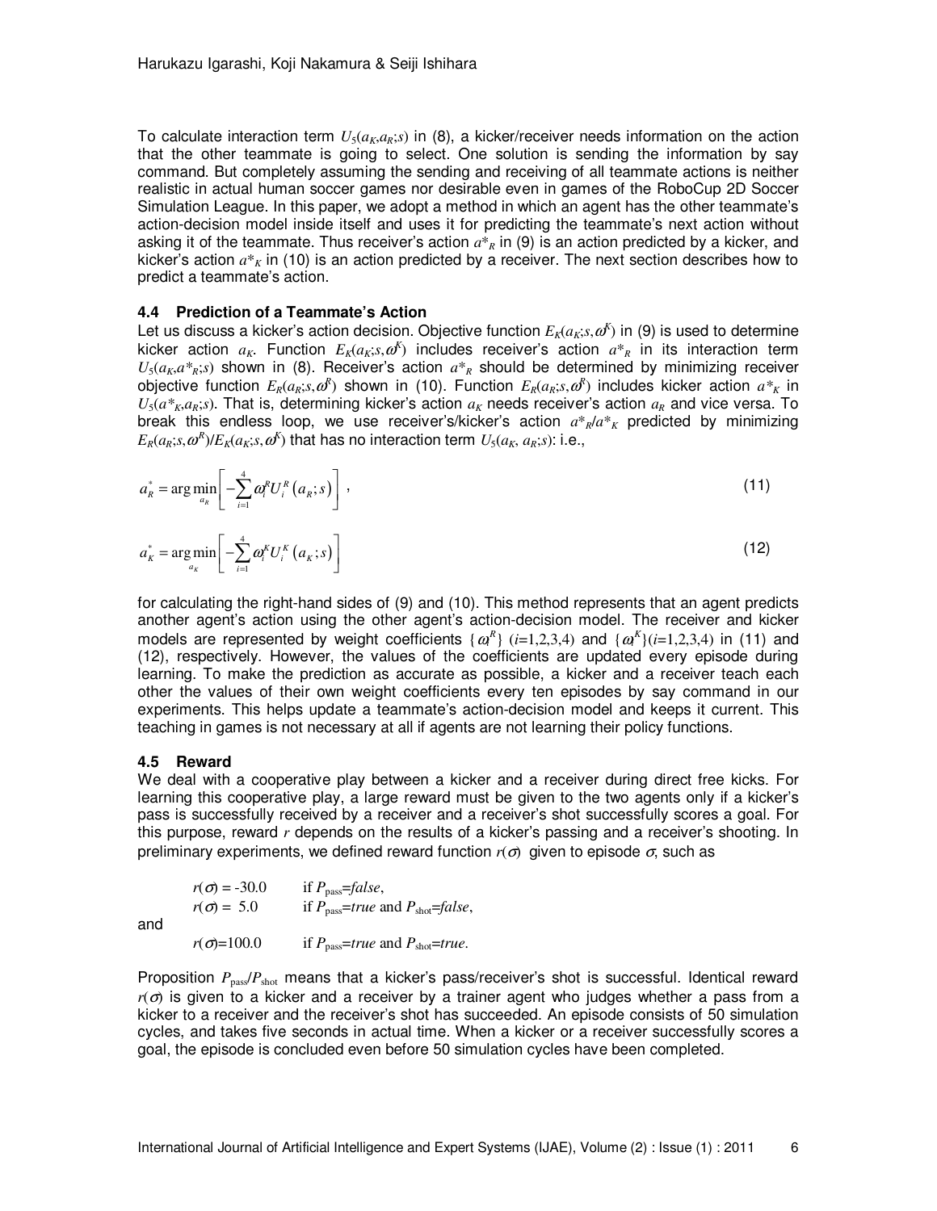To calculate interaction term $U_5(a_K,a_R;s)$ in (8), a kicker/receiver needs information on the action that the other teammate is going to select. One solution is sending the information by say command. But completely assuming the sending and receiving of all teammate actions is neither realistic in actual human soccer games nor desirable even in games of the RoboCup 2D Soccer Simulation League. In this paper, we adopt a method in which an agent has the other teammate's action-decision model inside itself and uses it for predicting the teammate's next action without asking it of the teammate. Thus receiver's action $a^*_R$ in (9) is an action predicted by a kicker, and kicker's action $a^*_K$ in (10) is an action predicted by a receiver. The next section describes how to predict a teammate's action.

### 4.4 Prediction of a Teammate's Action

Let us discuss a kicker's action decision. Objective function $E_K(a_K;s,\omega^K)$ in (9) is used to determine kicker action $a_K$. Function $E_K(a_K;s,\omega^K)$ includes receiver's action $a^*_R$ in its interaction term $U_5(a_K,a^*_R;s)$ shown in (8). Receiver's action $a^*_R$ should be determined by minimizing receiver objective function $E_R(a_R;s,\omega^R)$ shown in (10). Function $E_R(a_R;s,\omega^R)$ includes kicker action $a^*_K$ in $U_5(a^*_K,a_R;s)$. That is, determining kicker's action $a_K$ needs receiver's action $a_R$ and vice versa. To break this endless loop, we use receiver's/kicker's action $a^*_R/a^*_K$ predicted by minimizing $E_R(a_R;s,\omega^R)/E_K(a_K;s,\omega^K)$ that has no interaction term $U_5(a_K, a_R;s)$: i.e.,

$$a_R^* = \arg\min_{a_R}\left[-\sum_{i=1}^{4}\omega_i^R U_i^R\left(a_R;s\right)\right], \tag{11}$$

$$a_K^* = \arg\min_{a_K}\left[-\sum_{i=1}^{4}\omega_i^K U_i^K\left(a_K;s\right)\right] \tag{12}$$

for calculating the right-hand sides of (9) and (10). This method represents that an agent predicts another agent's action using the other agent's action-decision model. The receiver and kicker models are represented by weight coefficients $\{\omega_i^R\}$ $(i=1,2,3,4)$ and $\{\omega_i^K\}(i=1,2,3,4)$ in (11) and (12), respectively. However, the values of the coefficients are updated every episode during learning. To make the prediction as accurate as possible, a kicker and a receiver teach each other the values of their own weight coefficients every ten episodes by say command in our experiments. This helps update a teammate's action-decision model and keeps it current. This teaching in games is not necessary at all if agents are not learning their policy functions.

### 4.5 Reward

We deal with a cooperative play between a kicker and a receiver during direct free kicks. For learning this cooperative play, a large reward must be given to the two agents only if a kicker's pass is successfully received by a receiver and a receiver's shot successfully scores a goal. For this purpose, reward $r$ depends on the results of a kicker's passing and a receiver's shooting. In preliminary experiments, we defined reward function $r(\sigma)$ given to episode $\sigma$, such as

$r(\sigma) = -30.0$ if $P_{\text{pass}}=false$,
$r(\sigma) = 5.0$ if $P_{\text{pass}}=true$ and $P_{\text{shot}}=false$,

and

$r(\sigma)=100.0$ if $P_{\text{pass}}=true$ and $P_{\text{shot}}=true$.

Proposition $P_{\text{pass}}/P_{\text{shot}}$ means that a kicker's pass/receiver's shot is successful. Identical reward $r(\sigma)$ is given to a kicker and a receiver by a trainer agent who judges whether a pass from a kicker to a receiver and the receiver's shot has succeeded. An episode consists of 50 simulation cycles, and takes five seconds in actual time. When a kicker or a receiver successfully scores a goal, the episode is concluded even before 50 simulation cycles have been completed.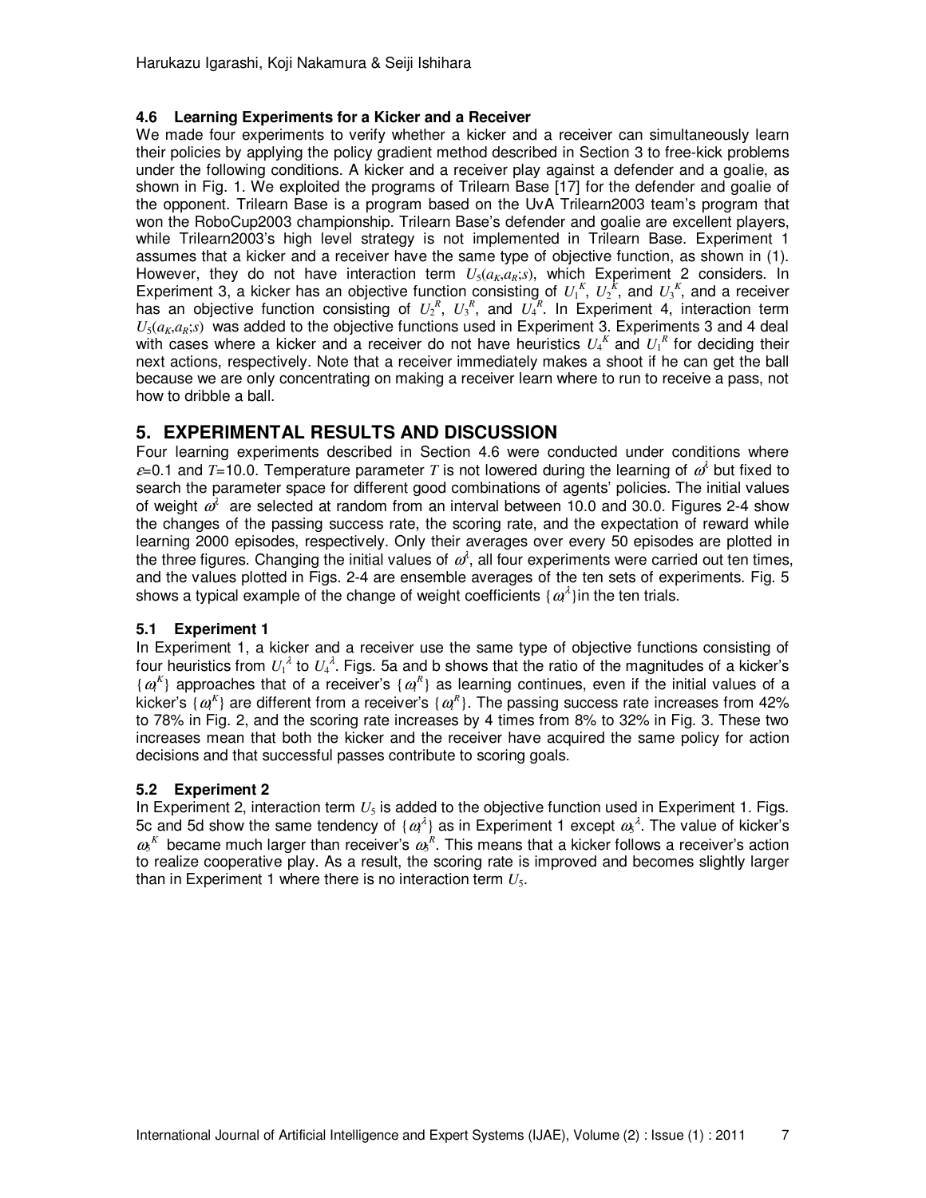### 4.6 Learning Experiments for a Kicker and a Receiver

We made four experiments to verify whether a kicker and a receiver can simultaneously learn their policies by applying the policy gradient method described in Section 3 to free-kick problems under the following conditions. A kicker and a receiver play against a defender and a goalie, as shown in Fig. 1. We exploited the programs of Trilearn Base [17] for the defender and goalie of the opponent. Trilearn Base is a program based on the UvA Trilearn2003 team's program that won the RoboCup2003 championship. Trilearn Base's defender and goalie are excellent players, while Trilearn2003's high level strategy is not implemented in Trilearn Base. Experiment 1 assumes that a kicker and a receiver have the same type of objective function, as shown in (1). However, they do not have interaction term $U_5(a_K,a_R;s)$, which Experiment 2 considers. In Experiment 3, a kicker has an objective function consisting of $U_1^K$, $U_2^K$, and $U_3^K$, and a receiver has an objective function consisting of $U_2^R$, $U_3^R$, and $U_4^R$. In Experiment 4, interaction term $U_5(a_K,a_R;s)$ was added to the objective functions used in Experiment 3. Experiments 3 and 4 deal with cases where a kicker and a receiver do not have heuristics $U_4^K$ and $U_1^R$ for deciding their next actions, respectively. Note that a receiver immediately makes a shoot if he can get the ball because we are only concentrating on making a receiver learn where to run to receive a pass, not how to dribble a ball.

## 5. EXPERIMENTAL RESULTS AND DISCUSSION

Four learning experiments described in Section 4.6 were conducted under conditions where $\varepsilon$=0.1 and $T$=10.0. Temperature parameter $T$ is not lowered during the learning of $\omega^\lambda$ but fixed to search the parameter space for different good combinations of agents' policies. The initial values of weight $\omega^\lambda$ are selected at random from an interval between 10.0 and 30.0. Figures 2-4 show the changes of the passing success rate, the scoring rate, and the expectation of reward while learning 2000 episodes, respectively. Only their averages over every 50 episodes are plotted in the three figures. Changing the initial values of $\omega^\lambda$, all four experiments were carried out ten times, and the values plotted in Figs. 2-4 are ensemble averages of the ten sets of experiments. Fig. 5 shows a typical example of the change of weight coefficients $\{\omega_i^\lambda\}$in the ten trials.

### 5.1 Experiment 1

In Experiment 1, a kicker and a receiver use the same type of objective functions consisting of four heuristics from $U_1^\lambda$ to $U_4^\lambda$. Figs. 5a and b shows that the ratio of the magnitudes of a kicker's $\{\omega_i^K\}$ approaches that of a receiver's $\{\omega_i^R\}$ as learning continues, even if the initial values of a kicker's $\{\omega_i^K\}$ are different from a receiver's $\{\omega_i^R\}$. The passing success rate increases from 42% to 78% in Fig. 2, and the scoring rate increases by 4 times from 8% to 32% in Fig. 3. These two increases mean that both the kicker and the receiver have acquired the same policy for action decisions and that successful passes contribute to scoring goals.

### 5.2 Experiment 2

In Experiment 2, interaction term $U_5$ is added to the objective function used in Experiment 1. Figs. 5c and 5d show the same tendency of $\{\omega_i^\lambda\}$ as in Experiment 1 except $\omega_5^\lambda$. The value of kicker's $\omega_5^K$ became much larger than receiver's $\omega_5^R$. This means that a kicker follows a receiver's action to realize cooperative play. As a result, the scoring rate is improved and becomes slightly larger than in Experiment 1 where there is no interaction term $U_5$.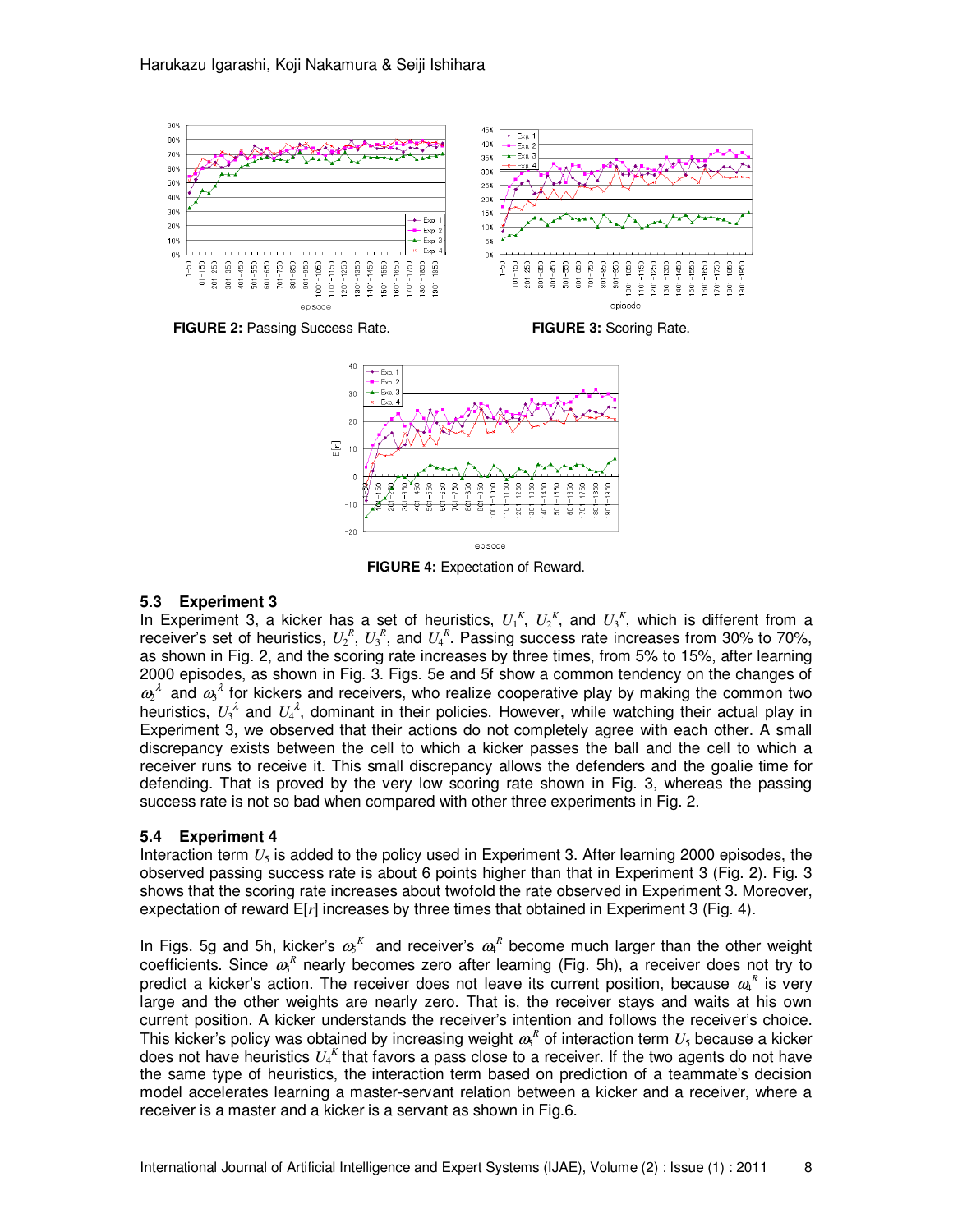FIGURE 2: Passing Success Rate.

FIGURE 3: Scoring Rate.

FIGURE 4: Expectation of Reward.

### 5.3 Experiment 3

In Experiment 3, a kicker has a set of heuristics, $U_1^K$, $U_2^K$, and $U_3^K$, which is different from a receiver's set of heuristics, $U_2^R$, $U_3^R$, and $U_4^R$. Passing success rate increases from 30% to 70%, as shown in Fig. 2, and the scoring rate increases by three times, from 5% to 15%, after learning 2000 episodes, as shown in Fig. 3. Figs. 5e and 5f show a common tendency on the changes of $\omega_2^\lambda$ and $\omega_3^\lambda$ for kickers and receivers, who realize cooperative play by making the common two heuristics, $U_3^\lambda$ and $U_4^\lambda$, dominant in their policies. However, while watching their actual play in Experiment 3, we observed that their actions do not completely agree with each other. A small discrepancy exists between the cell to which a kicker passes the ball and the cell to which a receiver runs to receive it. This small discrepancy allows the defenders and the goalie time for defending. That is proved by the very low scoring rate shown in Fig. 3, whereas the passing success rate is not so bad when compared with other three experiments in Fig. 2.

### 5.4 Experiment 4

Interaction term $U_5$ is added to the policy used in Experiment 3. After learning 2000 episodes, the observed passing success rate is about 6 points higher than that in Experiment 3 (Fig. 2). Fig. 3 shows that the scoring rate increases about twofold the rate observed in Experiment 3. Moreover, expectation of reward E[$r$] increases by three times that obtained in Experiment 3 (Fig. 4).

In Figs. 5g and 5h, kicker's $\omega_5^K$ and receiver's $\omega_4^R$ become much larger than the other weight coefficients. Since $\omega_5^R$ nearly becomes zero after learning (Fig. 5h), a receiver does not try to predict a kicker's action. The receiver does not leave its current position, because $\omega_4^R$ is very large and the other weights are nearly zero. That is, the receiver stays and waits at his own current position. A kicker understands the receiver's intention and follows the receiver's choice. This kicker's policy was obtained by increasing weight $\omega_5^R$ of interaction term $U_5$ because a kicker does not have heuristics $U_4^K$ that favors a pass close to a receiver. If the two agents do not have the same type of heuristics, the interaction term based on prediction of a teammate's decision model accelerates learning a master-servant relation between a kicker and a receiver, where a receiver is a master and a kicker is a servant as shown in Fig.6.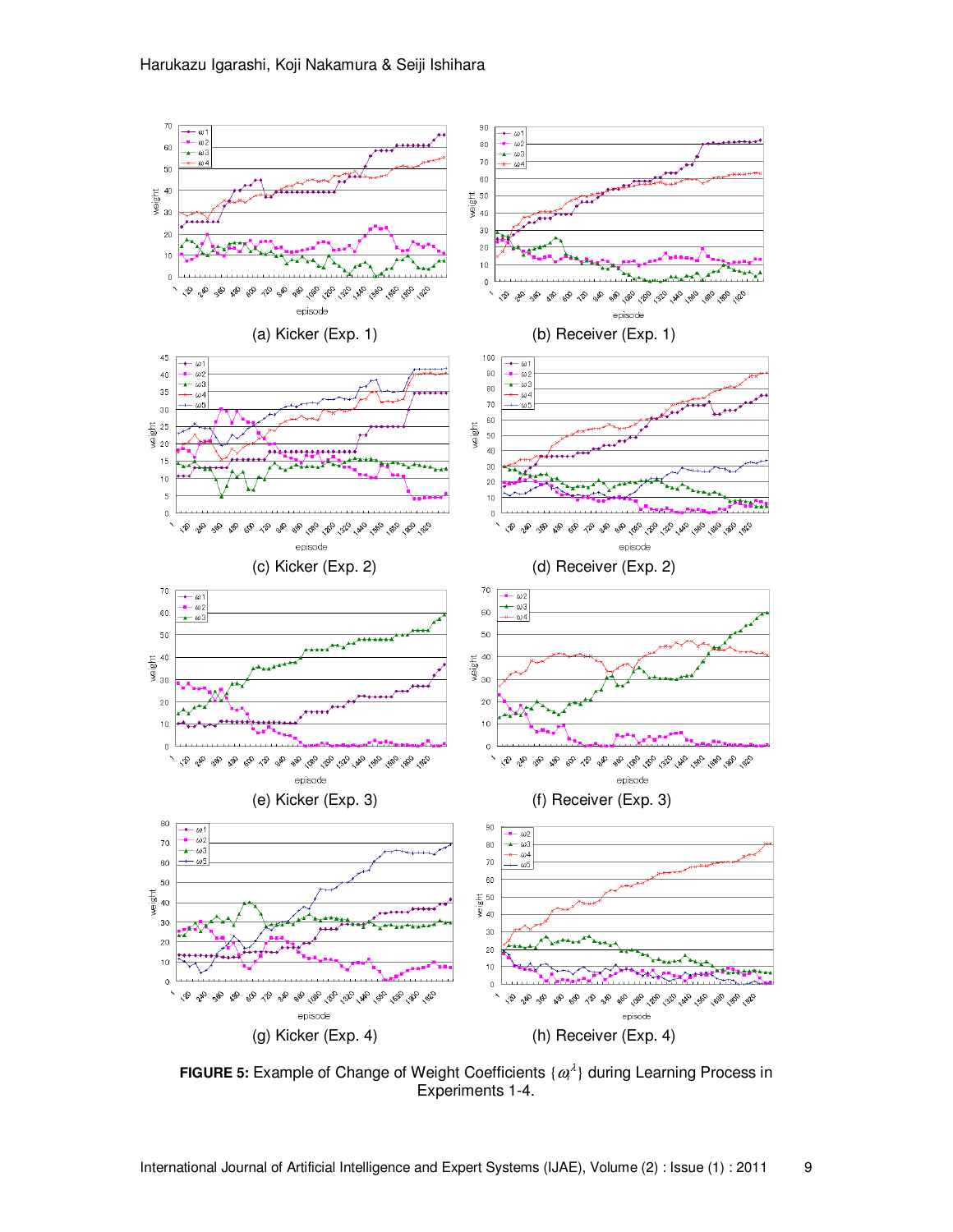(a) Kicker (Exp. 1)

(b) Receiver (Exp. 1)

(c) Kicker (Exp. 2)

(d) Receiver (Exp. 2)

(e) Kicker (Exp. 3)

(f) Receiver (Exp. 3)

(g) Kicker (Exp. 4)

(h) Receiver (Exp. 4)

**FIGURE 5:** Example of Change of Weight Coefficients $\{\omega_l^{\lambda}\}$ during Learning Process in Experiments 1-4.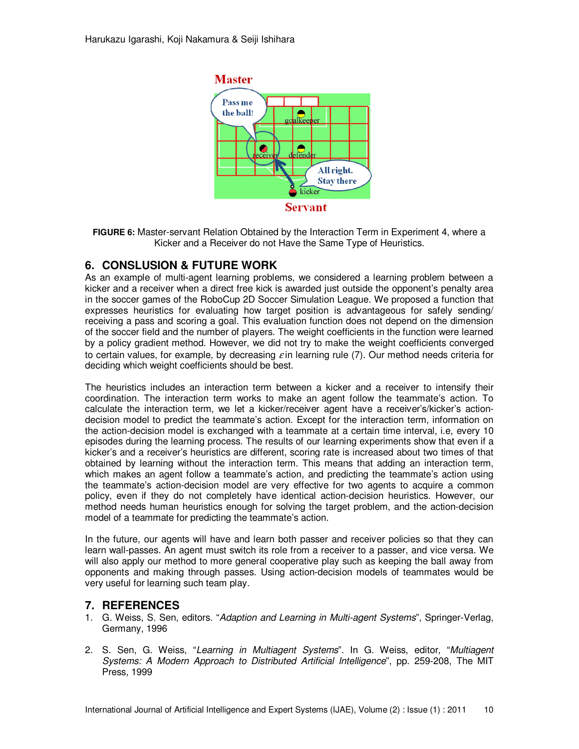FIGURE 6: Master-servant Relation Obtained by the Interaction Term in Experiment 4, where a Kicker and a Receiver do not Have the Same Type of Heuristics.

## 6. CONSLUSION & FUTURE WORK

As an example of multi-agent learning problems, we considered a learning problem between a kicker and a receiver when a direct free kick is awarded just outside the opponent's penalty area in the soccer games of the RoboCup 2D Soccer Simulation League. We proposed a function that expresses heuristics for evaluating how target position is advantageous for safely sending/ receiving a pass and scoring a goal. This evaluation function does not depend on the dimension of the soccer field and the number of players. The weight coefficients in the function were learned by a policy gradient method. However, we did not try to make the weight coefficients converged to certain values, for example, by decreasing $\varepsilon$ in learning rule (7). Our method needs criteria for deciding which weight coefficients should be best.

The heuristics includes an interaction term between a kicker and a receiver to intensify their coordination. The interaction term works to make an agent follow the teammate's action. To calculate the interaction term, we let a kicker/receiver agent have a receiver's/kicker's action-decision model to predict the teammate's action. Except for the interaction term, information on the action-decision model is exchanged with a teammate at a certain time interval, i.e, every 10 episodes during the learning process. The results of our learning experiments show that even if a kicker's and a receiver's heuristics are different, scoring rate is increased about two times of that obtained by learning without the interaction term. This means that adding an interaction term, which makes an agent follow a teammate's action, and predicting the teammate's action using the teammate's action-decision model are very effective for two agents to acquire a common policy, even if they do not completely have identical action-decision heuristics. However, our method needs human heuristics enough for solving the target problem, and the action-decision model of a teammate for predicting the teammate's action.

In the future, our agents will have and learn both passer and receiver policies so that they can learn wall-passes. An agent must switch its role from a receiver to a passer, and vice versa. We will also apply our method to more general cooperative play such as keeping the ball away from opponents and making through passes. Using action-decision models of teammates would be very useful for learning such team play.

## 7. REFERENCES

1. G. Weiss, S. Sen, editors. "*Adaption and Learning in Multi-agent Systems*", Springer-Verlag, Germany, 1996
2. S. Sen, G. Weiss, "*Learning in Multiagent Systems*". In G. Weiss, editor, "*Multiagent Systems: A Modern Approach to Distributed Artificial Intelligence*", pp. 259-208, The MIT Press, 1999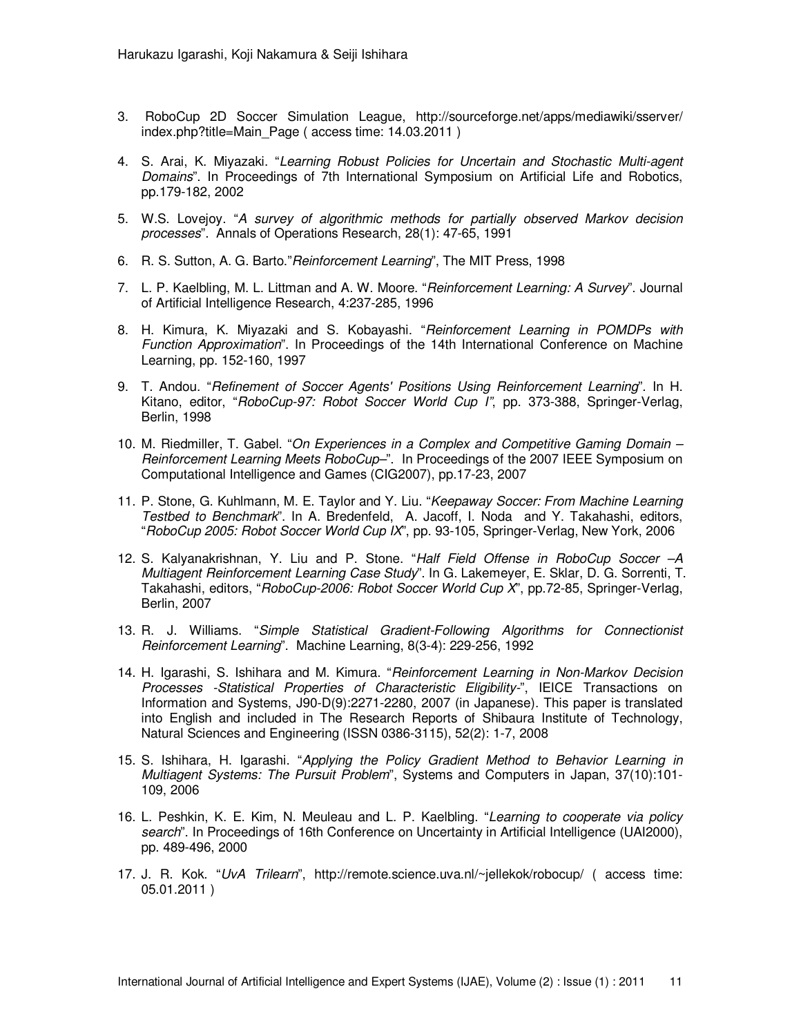3. RoboCup 2D Soccer Simulation League, http://sourceforge.net/apps/mediawiki/sserver/index.php?title=Main_Page ( access time: 14.03.2011 )

4. S. Arai, K. Miyazaki. "*Learning Robust Policies for Uncertain and Stochastic Multi-agent Domains*". In Proceedings of 7th International Symposium on Artificial Life and Robotics, pp.179-182, 2002

5. W.S. Lovejoy. "*A survey of algorithmic methods for partially observed Markov decision processes*". Annals of Operations Research, 28(1): 47-65, 1991

6. R. S. Sutton, A. G. Barto."*Reinforcement Learning*", The MIT Press, 1998

7. L. P. Kaelbling, M. L. Littman and A. W. Moore. "*Reinforcement Learning: A Survey*". Journal of Artificial Intelligence Research, 4:237-285, 1996

8. H. Kimura, K. Miyazaki and S. Kobayashi. "*Reinforcement Learning in POMDPs with Function Approximation*". In Proceedings of the 14th International Conference on Machine Learning, pp. 152-160, 1997

9. T. Andou. "*Refinement of Soccer Agents' Positions Using Reinforcement Learning*". In H. Kitano, editor, "*RoboCup-97: Robot Soccer World Cup I*", pp. 373-388, Springer-Verlag, Berlin, 1998

10. M. Riedmiller, T. Gabel. "*On Experiences in a Complex and Competitive Gaming Domain – Reinforcement Learning Meets RoboCup–*". In Proceedings of the 2007 IEEE Symposium on Computational Intelligence and Games (CIG2007), pp.17-23, 2007

11. P. Stone, G. Kuhlmann, M. E. Taylor and Y. Liu. "*Keepaway Soccer: From Machine Learning Testbed to Benchmark*". In A. Bredenfeld, A. Jacoff, I. Noda and Y. Takahashi, editors, "*RoboCup 2005: Robot Soccer World Cup IX*", pp. 93-105, Springer-Verlag, New York, 2006

12. S. Kalyanakrishnan, Y. Liu and P. Stone. "*Half Field Offense in RoboCup Soccer –A Multiagent Reinforcement Learning Case Study*". In G. Lakemeyer, E. Sklar, D. G. Sorrenti, T. Takahashi, editors, "*RoboCup-2006: Robot Soccer World Cup X*", pp.72-85, Springer-Verlag, Berlin, 2007

13. R. J. Williams. "*Simple Statistical Gradient-Following Algorithms for Connectionist Reinforcement Learning*". Machine Learning, 8(3-4): 229-256, 1992

14. H. Igarashi, S. Ishihara and M. Kimura. "*Reinforcement Learning in Non-Markov Decision Processes -Statistical Properties of Characteristic Eligibility-*", IEICE Transactions on Information and Systems, J90-D(9):2271-2280, 2007 (in Japanese). This paper is translated into English and included in The Research Reports of Shibaura Institute of Technology, Natural Sciences and Engineering (ISSN 0386-3115), 52(2): 1-7, 2008

15. S. Ishihara, H. Igarashi. "*Applying the Policy Gradient Method to Behavior Learning in Multiagent Systems: The Pursuit Problem*", Systems and Computers in Japan, 37(10):101-109, 2006

16. L. Peshkin, K. E. Kim, N. Meuleau and L. P. Kaelbling. "*Learning to cooperate via policy search*". In Proceedings of 16th Conference on Uncertainty in Artificial Intelligence (UAI2000), pp. 489-496, 2000

17. J. R. Kok. "*UvA Trilearn*", http://remote.science.uva.nl/~jellekok/robocup/ ( access time: 05.01.2011 )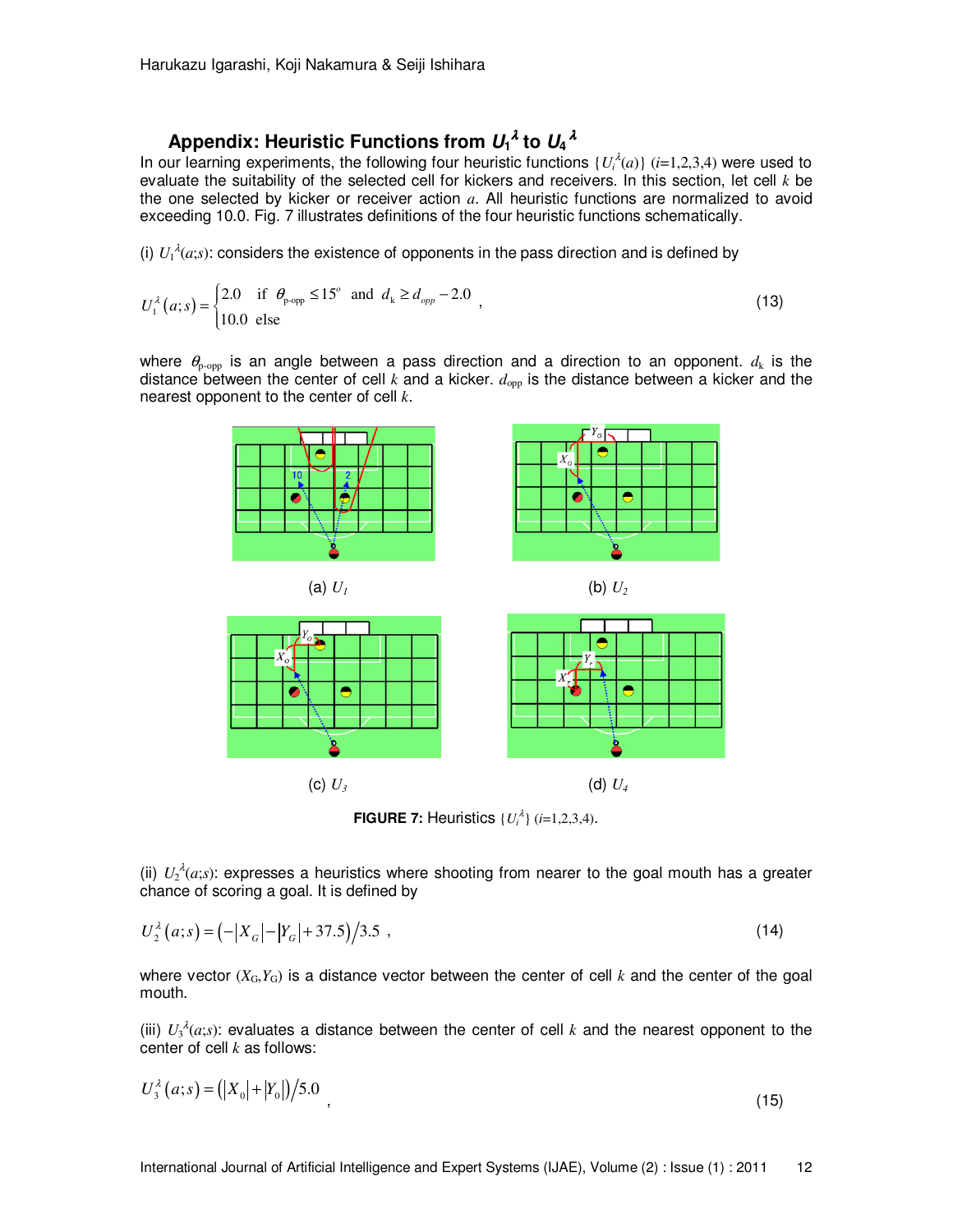## Appendix: Heuristic Functions from $U_1^{\lambda}$ to $U_4^{\lambda}$

In our learning experiments, the following four heuristic functions $\{U_i^{\lambda}(a)\}$ $(i$=1,2,3,4) were used to evaluate the suitability of the selected cell for kickers and receivers. In this section, let cell $k$ be the one selected by kicker or receiver action $a$. All heuristic functions are normalized to avoid exceeding 10.0. Fig. 7 illustrates definitions of the four heuristic functions schematically.

(i) $U_1^{\lambda}(a;s)$: considers the existence of opponents in the pass direction and is defined by

$$U_1^{\lambda}(a;s)=\begin{cases}2.0 & \text{if } \theta_{\text{p-opp}}\le 15^{o} \text{ and } d_{\text{k}}\ge d_{opp}-2.0\\ 10.0 & \text{else}\end{cases}, \tag{13}$$

where $\theta_{\text{p-opp}}$ is an angle between a pass direction and a direction to an opponent. $d_{\text{k}}$ is the distance between the center of cell $k$ and a kicker. $d_{\text{opp}}$ is the distance between a kicker and the nearest opponent to the center of cell $k$.

(a) $U_1$

(b) $U_2$

(c) $U_3$

(d) $U_4$

**FIGURE 7:** Heuristics $\{U_i^{\lambda}\}$ $(i$=1,2,3,4).

(ii) $U_2^{\lambda}(a;s)$: expresses a heuristics where shooting from nearer to the goal mouth has a greater chance of scoring a goal. It is defined by

$$U_2^{\lambda}(a;s)=\left(-\left|X_G\right|-\left|Y_G\right|+37.5\right)/3.5\ , \tag{14}$$

where vector $(X_G,Y_G)$ is a distance vector between the center of cell $k$ and the center of the goal mouth.

(iii) $U_3^{\lambda}(a;s)$: evaluates a distance between the center of cell $k$ and the nearest opponent to the center of cell $k$ as follows:

$$U_3^{\lambda}(a;s)=\left(\left|X_0\right|+\left|Y_0\right|\right)/5.0\ , \tag{15}$$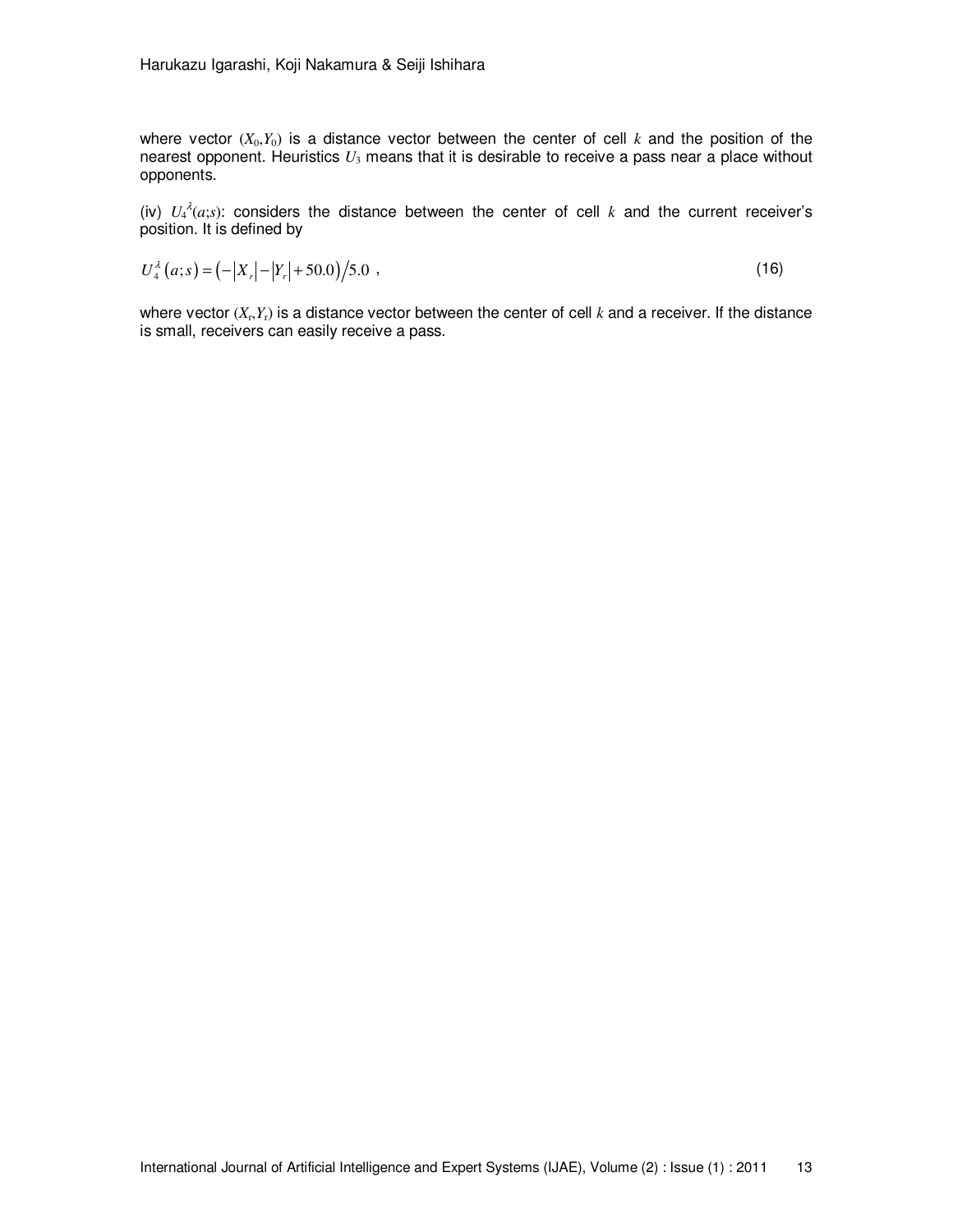where vector $(X_0, Y_0)$ is a distance vector between the center of cell $k$ and the position of the nearest opponent. Heuristics $U_3$ means that it is desirable to receive a pass near a place without opponents.

(iv) $U_4^{\lambda}(a;s)$: considers the distance between the center of cell $k$ and the current receiver's position. It is defined by

$$U_4^{\lambda}(a;s) = \left(-|X_r| - |Y_r| + 50.0\right)/5.0 \ , \tag{16}$$

where vector $(X_r, Y_r)$ is a distance vector between the center of cell $k$ and a receiver. If the distance is small, receivers can easily receive a pass.